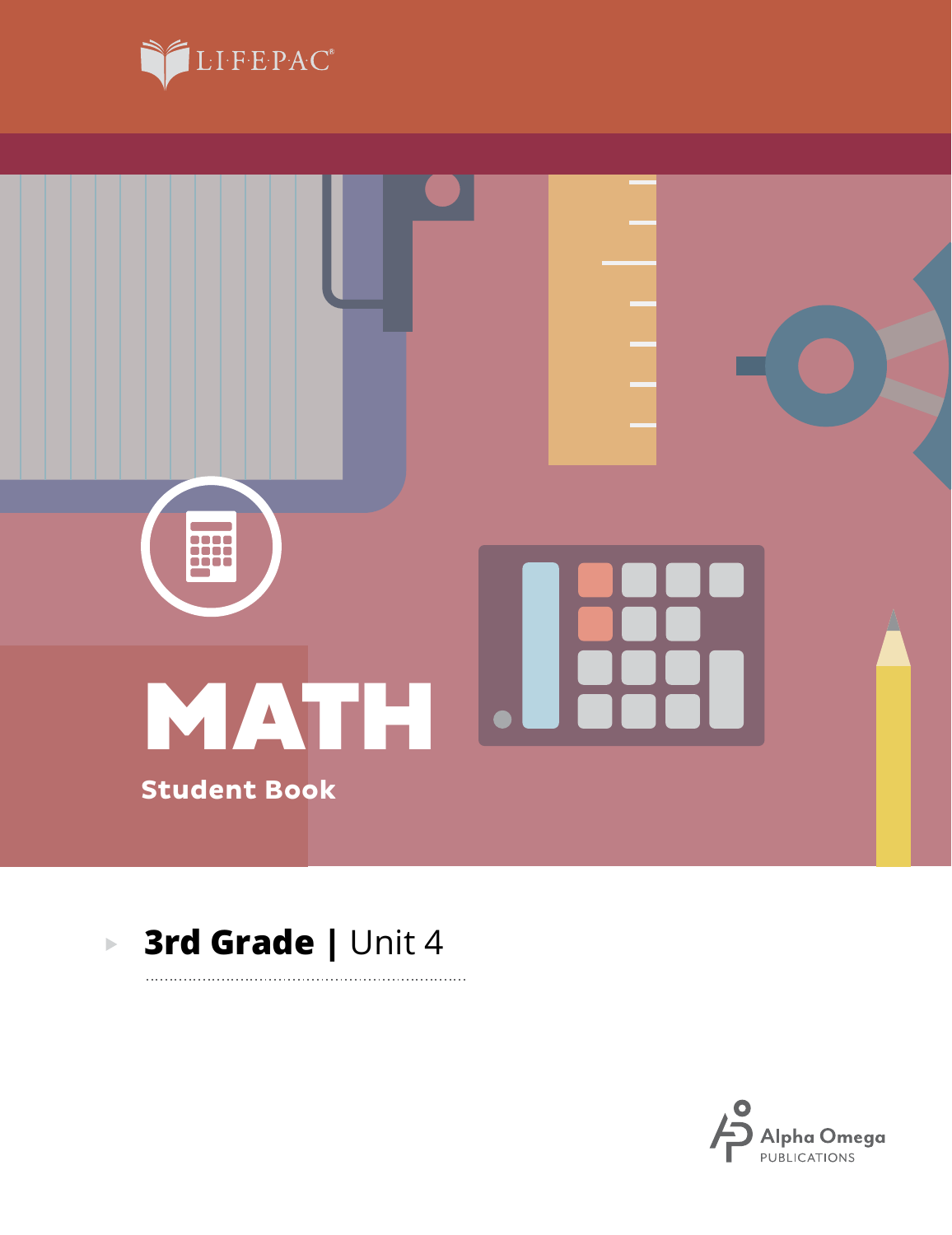LIFEPAC®

# MATH

**Student Book**

## 3rd Grade | Unit 4

Alpha Omega
PUBLICATIONS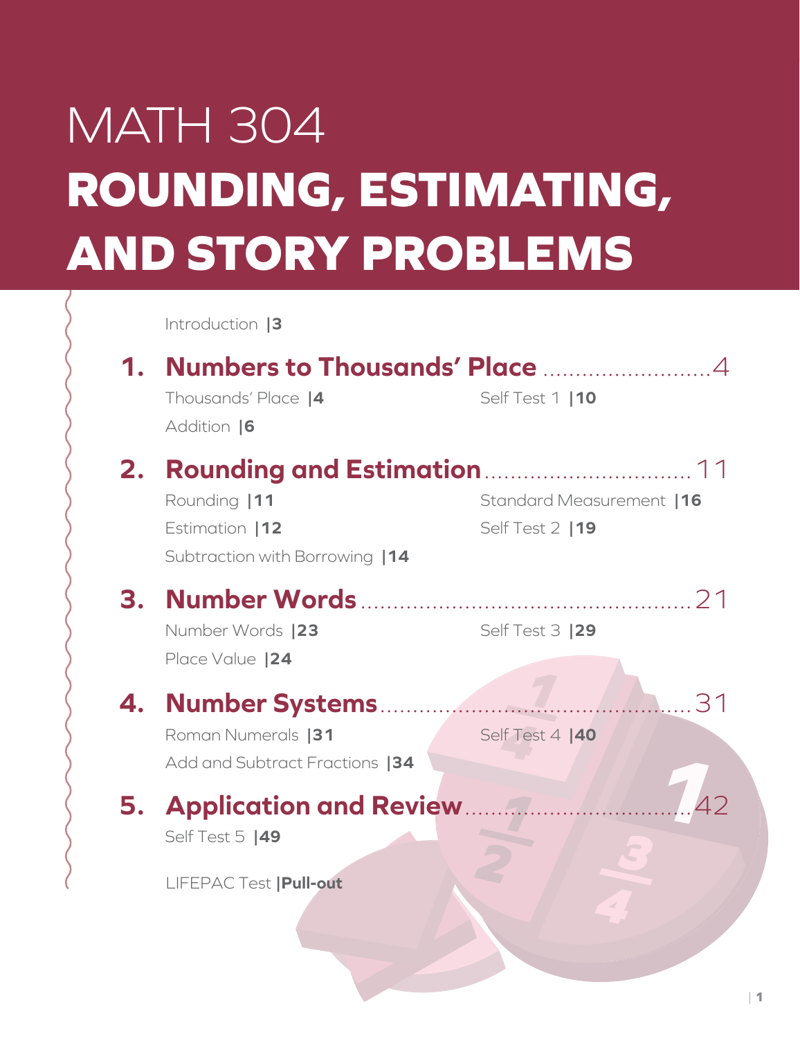# MATH 304

# ROUNDING, ESTIMATING, AND STORY PROBLEMS

Introduction |3

## 1. Numbers to Thousands' Place ..........4

Thousands' Place |4

Addition |6

Self Test 1 |10

## 2. Rounding and Estimation ..........11

Rounding |11

Estimation |12

Subtraction with Borrowing |14

Standard Measurement |16

Self Test 2 |19

## 3. Number Words ..........21

Number Words |23

Place Value |24

Self Test 3 |29

## 4. Number Systems ..........31

Roman Numerals |31

Add and Subtract Fractions |34

Self Test 4 |40

## 5. Application and Review ..........42

Self Test 5 |49

LIFEPAC Test |**Pull-out**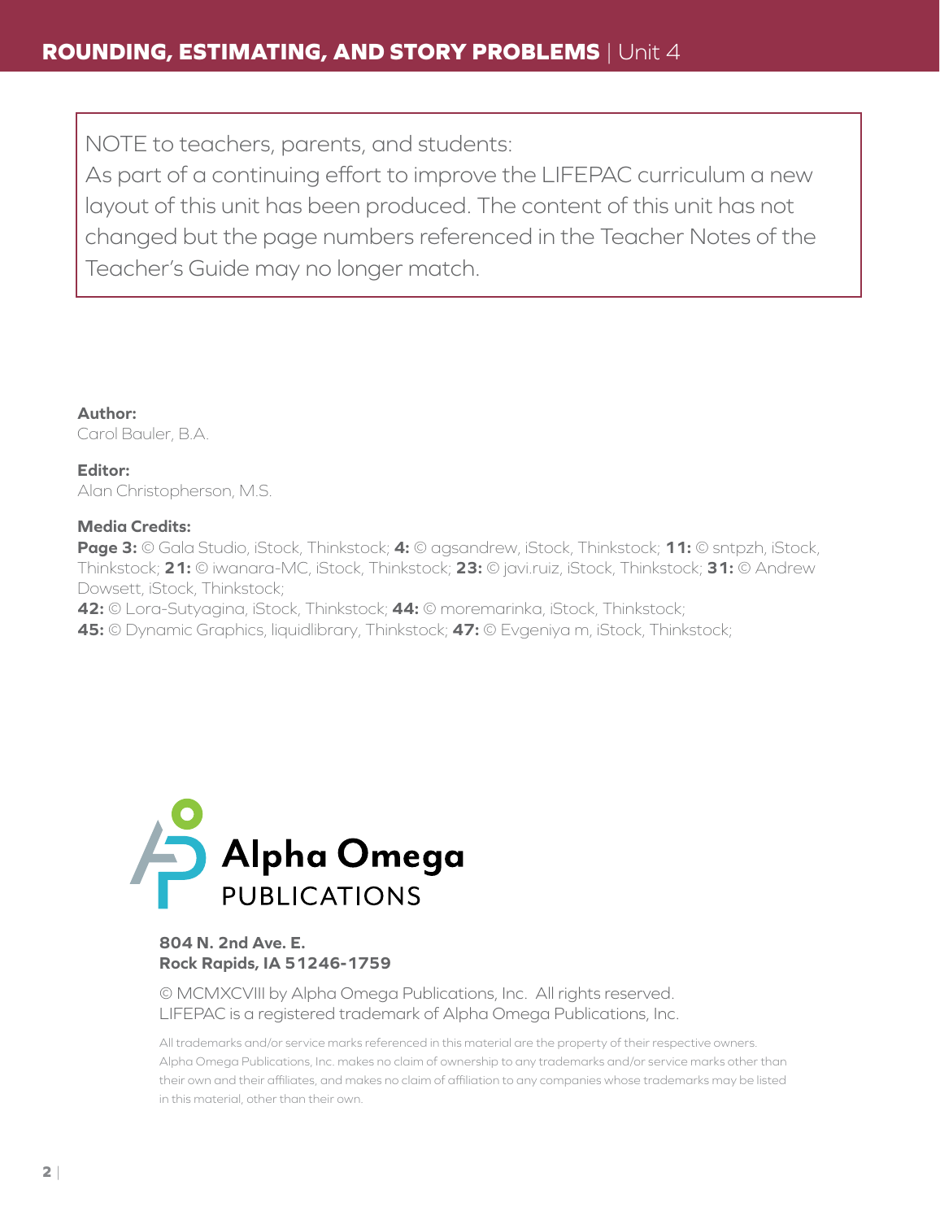NOTE to teachers, parents, and students:
As part of a continuing effort to improve the LIFEPAC curriculum a new layout of this unit has been produced. The content of this unit has not changed but the page numbers referenced in the Teacher Notes of the Teacher's Guide may no longer match.

**Author:**
Carol Bauler, B.A.

**Editor:**
Alan Christopherson, M.S.

**Media Credits:**
**Page 3:** © Gala Studio, iStock, Thinkstock; **4:** © agsandrew, iStock, Thinkstock; **11:** © sntpzh, iStock, Thinkstock; **21:** © iwanara-MC, iStock, Thinkstock; **23:** © javi.ruiz, iStock, Thinkstock; **31:** © Andrew Dowsett, iStock, Thinkstock;
**42:** © Lora-Sutyagina, iStock, Thinkstock; **44:** © moremarinka, iStock, Thinkstock;
**45:** © Dynamic Graphics, liquidlibrary, Thinkstock; **47:** © Evgeniya m, iStock, Thinkstock;

Alpha Omega PUBLICATIONS

**804 N. 2nd Ave. E.**
**Rock Rapids, IA 51246-1759**

© MCMXCVIII by Alpha Omega Publications, Inc. All rights reserved.
LIFEPAC is a registered trademark of Alpha Omega Publications, Inc.

All trademarks and/or service marks referenced in this material are the property of their respective owners. Alpha Omega Publications, Inc. makes no claim of ownership to any trademarks and/or service marks other than their own and their affiliates, and makes no claim of affiliation to any companies whose trademarks may be listed in this material, other than their own.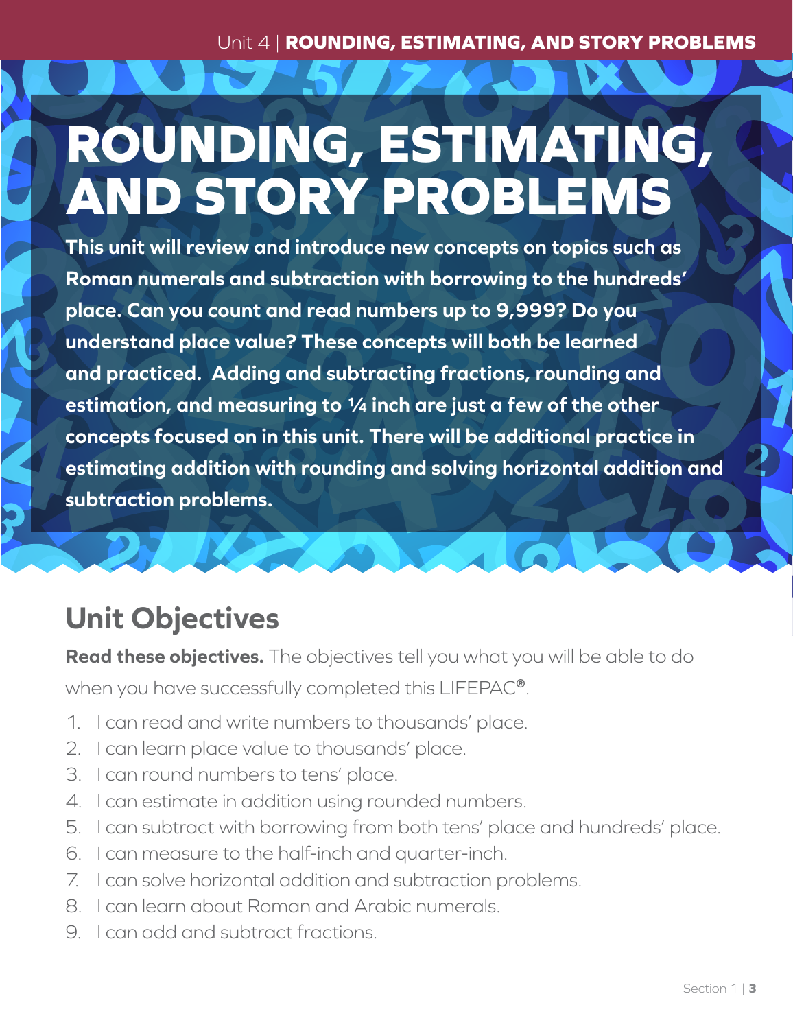# ROUNDING, ESTIMATING, AND STORY PROBLEMS

**This unit will review and introduce new concepts on topics such as Roman numerals and subtraction with borrowing to the hundreds' place. Can you count and read numbers up to 9,999? Do you understand place value? These concepts will both be learned and practiced. Adding and subtracting fractions, rounding and estimation, and measuring to ¼ inch are just a few of the other concepts focused on in this unit. There will be additional practice in estimating addition with rounding and solving horizontal addition and subtraction problems.**

## Unit Objectives

**Read these objectives.** The objectives tell you what you will be able to do when you have successfully completed this LIFEPAC®.

1. I can read and write numbers to thousands' place.
2. I can learn place value to thousands' place.
3. I can round numbers to tens' place.
4. I can estimate in addition using rounded numbers.
5. I can subtract with borrowing from both tens' place and hundreds' place.
6. I can measure to the half-inch and quarter-inch.
7. I can solve horizontal addition and subtraction problems.
8. I can learn about Roman and Arabic numerals.
9. I can add and subtract fractions.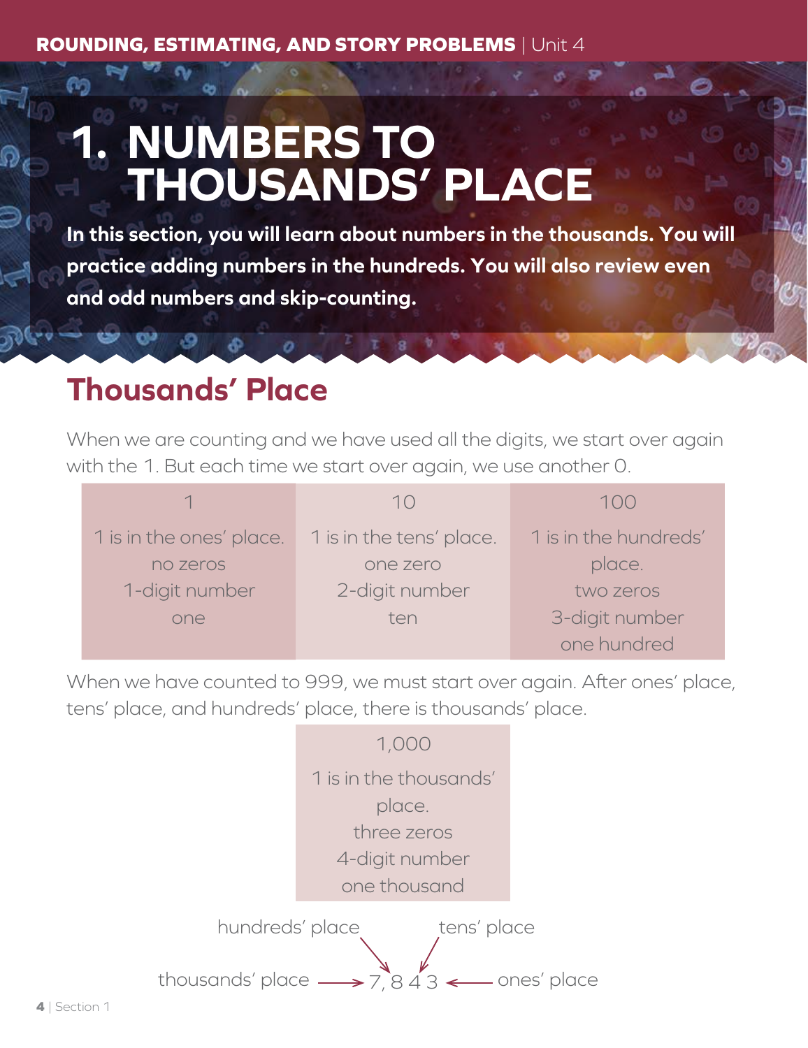# 1. NUMBERS TO THOUSANDS' PLACE

**In this section, you will learn about numbers in the thousands. You will practice adding numbers in the hundreds. You will also review even and odd numbers and skip-counting.**

## Thousands' Place

When we are counting and we have used all the digits, we start over again with the 1. But each time we start over again, we use another 0.

| 1 | 10 | 100 |
|---|---|---|
| 1 is in the ones' place.<br>no zeros<br>1-digit number<br>one | 1 is in the tens' place.<br>one zero<br>2-digit number<br>ten | 1 is in the hundreds' place.<br>two zeros<br>3-digit number<br>one hundred |

When we have counted to 999, we must start over again. After ones' place, tens' place, and hundreds' place, there is thousands' place.

| 1,000 |
|---|
| 1 is in the thousands' place.<br>three zeros<br>4-digit number<br>one thousand |

hundreds' place → 8
tens' place → 4

thousands' place → 7,843 ← ones' place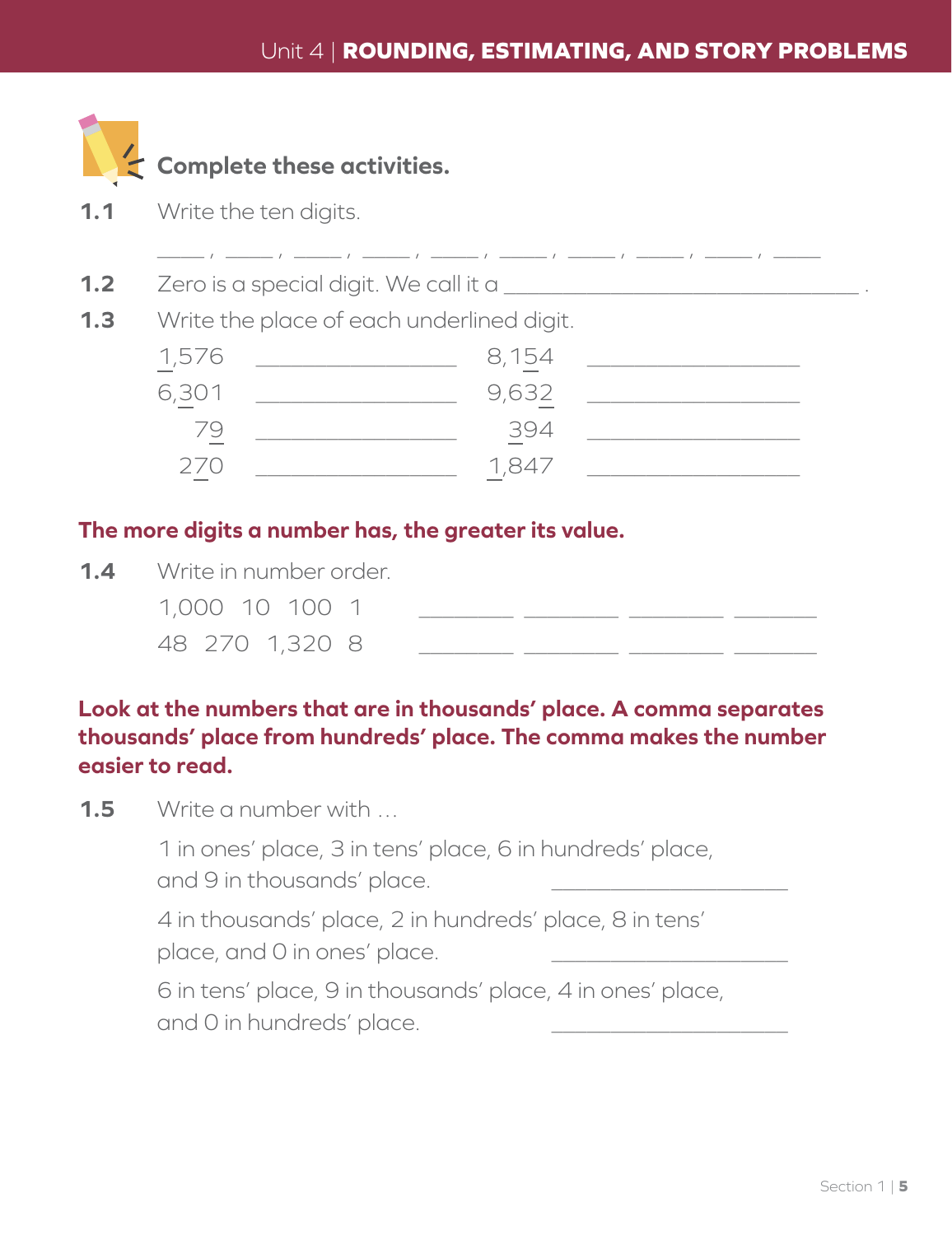## Complete these activities.

**1.1** Write the ten digits.

\_\_\_\_ , \_\_\_\_ , \_\_\_\_ , \_\_\_\_ , \_\_\_\_ , \_\_\_\_ , \_\_\_\_ , \_\_\_\_ , \_\_\_\_ , \_\_\_\_

**1.2** Zero is a special digit. We call it a \_\_\_\_\_\_\_\_\_\_\_\_\_\_\_\_\_\_\_\_\_\_\_\_\_\_\_\_\_\_ .

**1.3** Write the place of each underlined digit.

| | | | |
|---|---|---|---|
| <u>1</u>,576 | \_\_\_\_\_\_\_\_\_\_\_\_\_\_\_\_ | 8,1<u>5</u>4 | \_\_\_\_\_\_\_\_\_\_\_\_\_\_\_\_ |
| 6,<u>3</u>01 | \_\_\_\_\_\_\_\_\_\_\_\_\_\_\_\_ | 9,63<u>2</u> | \_\_\_\_\_\_\_\_\_\_\_\_\_\_\_\_ |
| 7<u>9</u> | \_\_\_\_\_\_\_\_\_\_\_\_\_\_\_\_ | <u>3</u>94 | \_\_\_\_\_\_\_\_\_\_\_\_\_\_\_\_ |
| 2<u>7</u>0 | \_\_\_\_\_\_\_\_\_\_\_\_\_\_\_\_ | <u>1</u>,847 | \_\_\_\_\_\_\_\_\_\_\_\_\_\_\_\_ |

**The more digits a number has, the greater its value.**

**1.4** Write in number order.

1,000 10 100 1 \_\_\_\_\_\_\_\_ \_\_\_\_\_\_\_\_ \_\_\_\_\_\_\_\_ \_\_\_\_\_\_\_\_

48 270 1,320 8 \_\_\_\_\_\_\_\_ \_\_\_\_\_\_\_\_ \_\_\_\_\_\_\_\_ \_\_\_\_\_\_\_\_

**Look at the numbers that are in thousands' place. A comma separates thousands' place from hundreds' place. The comma makes the number easier to read.**

**1.5** Write a number with …

1 in ones' place, 3 in tens' place, 6 in hundreds' place, and 9 in thousands' place. \_\_\_\_\_\_\_\_\_\_\_\_\_\_\_\_\_\_\_\_

4 in thousands' place, 2 in hundreds' place, 8 in tens' place, and 0 in ones' place. \_\_\_\_\_\_\_\_\_\_\_\_\_\_\_\_\_\_\_\_

6 in tens' place, 9 in thousands' place, 4 in ones' place, and 0 in hundreds' place. \_\_\_\_\_\_\_\_\_\_\_\_\_\_\_\_\_\_\_\_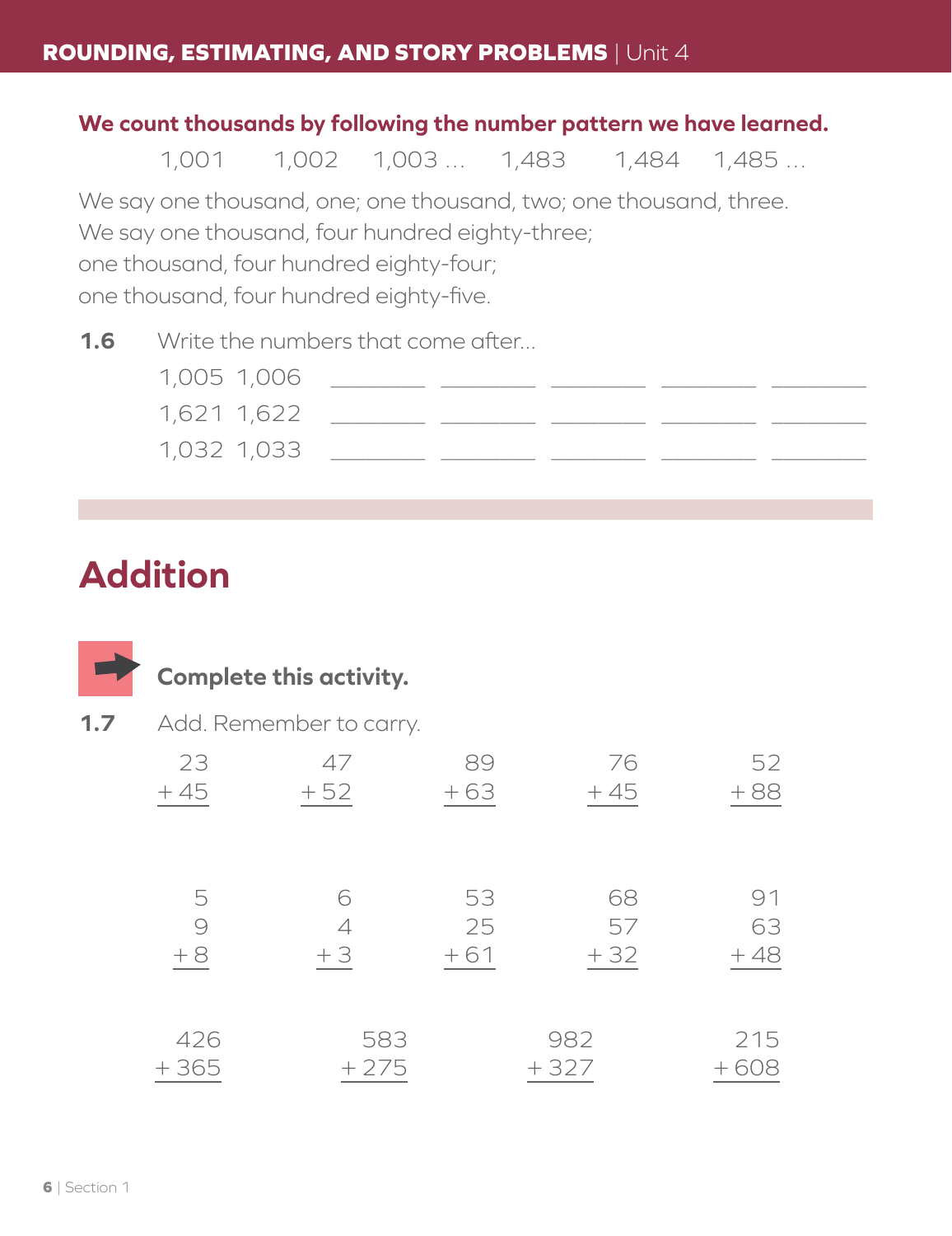**We count thousands by following the number pattern we have learned.**

1,001 1,002 1,003 … 1,483 1,484 1,485 …

We say one thousand, one; one thousand, two; one thousand, three.
We say one thousand, four hundred eighty-three;
one thousand, four hundred eighty-four;
one thousand, four hundred eighty-five.

**1.6** Write the numbers that come after...

1,005 1,006 ________ ________ ________ ________ ________

1,621 1,622 ________ ________ ________ ________ ________

1,032 1,033 ________ ________ ________ ________ ________

# Addition

**Complete this activity.**

**1.7** Add. Remember to carry.

$$\begin{array}{r} 23 \\ +45 \\ \hline \end{array} \quad \begin{array}{r} 47 \\ +52 \\ \hline \end{array} \quad \begin{array}{r} 89 \\ +63 \\ \hline \end{array} \quad \begin{array}{r} 76 \\ +45 \\ \hline \end{array} \quad \begin{array}{r} 52 \\ +88 \\ \hline \end{array}$$

$$\begin{array}{r} 5 \\ 9 \\ +8 \\ \hline \end{array} \quad \begin{array}{r} 6 \\ 4 \\ +3 \\ \hline \end{array} \quad \begin{array}{r} 53 \\ 25 \\ +61 \\ \hline \end{array} \quad \begin{array}{r} 68 \\ 57 \\ +32 \\ \hline \end{array} \quad \begin{array}{r} 91 \\ 63 \\ +48 \\ \hline \end{array}$$

$$\begin{array}{r} 426 \\ +365 \\ \hline \end{array} \quad \begin{array}{r} 583 \\ +275 \\ \hline \end{array} \quad \begin{array}{r} 982 \\ +327 \\ \hline \end{array} \quad \begin{array}{r} 215 \\ +608 \\ \hline \end{array}$$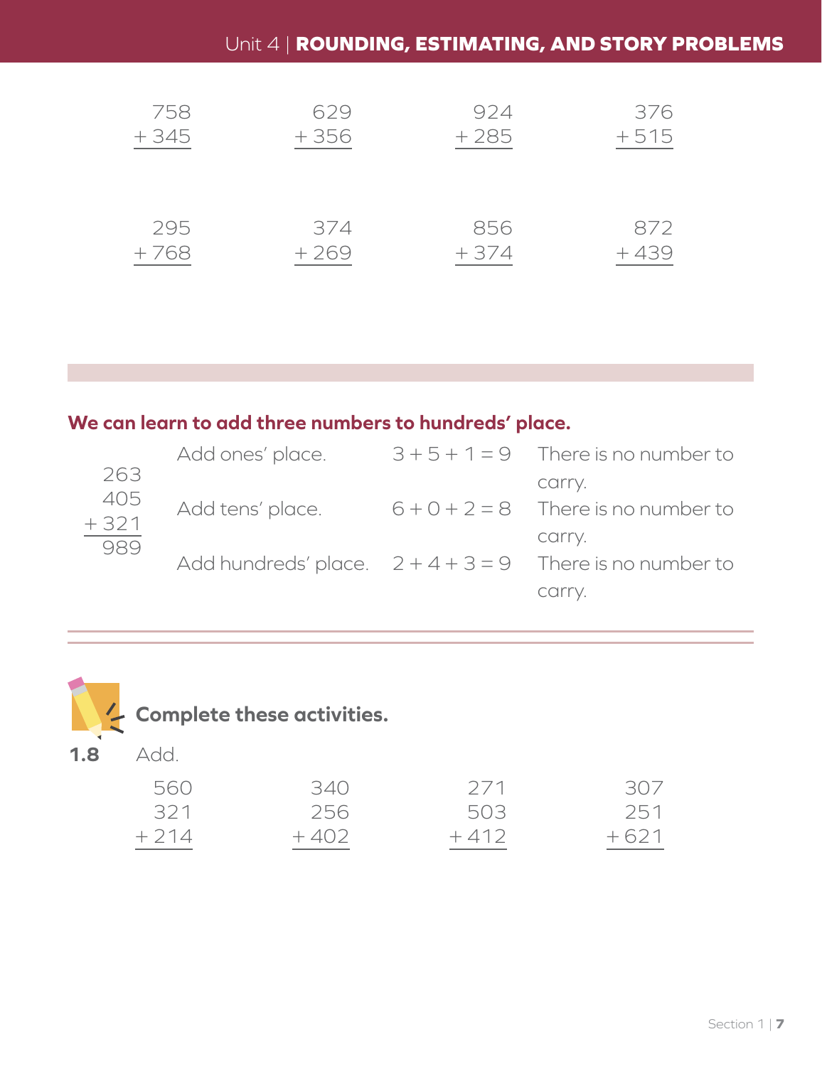$$\begin{array}{r} 758 \\ +\,345 \\ \hline \end{array} \qquad \begin{array}{r} 629 \\ +\,356 \\ \hline \end{array} \qquad \begin{array}{r} 924 \\ +\,285 \\ \hline \end{array} \qquad \begin{array}{r} 376 \\ +\,515 \\ \hline \end{array}$$

$$\begin{array}{r} 295 \\ +\,768 \\ \hline \end{array} \qquad \begin{array}{r} 374 \\ +\,269 \\ \hline \end{array} \qquad \begin{array}{r} 856 \\ +\,374 \\ \hline \end{array} \qquad \begin{array}{r} 872 \\ +\,439 \\ \hline \end{array}$$

**We can learn to add three numbers to hundreds' place.**

$$\begin{array}{r} 263 \\ 405 \\ +\,321 \\ \hline 989 \end{array}$$

| | | |
|---|---|---|
| Add ones' place. | $3 + 5 + 1 = 9$ | There is no number to carry. |
| Add tens' place. | $6 + 0 + 2 = 8$ | There is no number to carry. |
| Add hundreds' place. | $2 + 4 + 3 = 9$ | There is no number to carry. |

**Complete these activities.**

**1.8** Add.

$$\begin{array}{r} 560 \\ 321 \\ +\,214 \\ \hline \end{array} \qquad \begin{array}{r} 340 \\ 256 \\ +\,402 \\ \hline \end{array} \qquad \begin{array}{r} 271 \\ 503 \\ +\,412 \\ \hline \end{array} \qquad \begin{array}{r} 307 \\ 251 \\ +\,621 \\ \hline \end{array}$$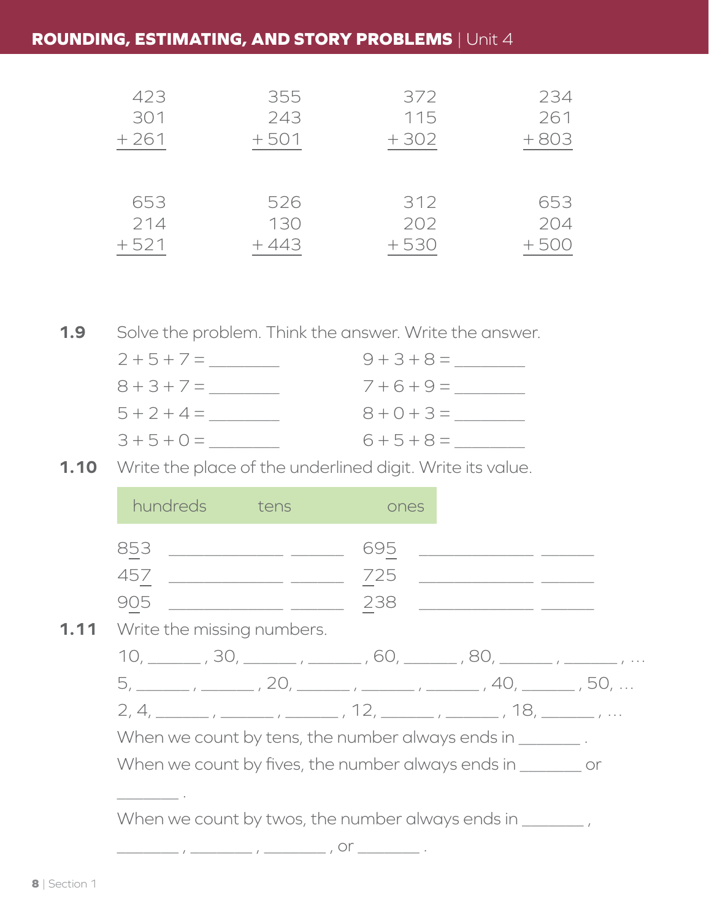$$\begin{array}{r} 423 \\ 301 \\ +\,261 \\ \hline \end{array} \qquad \begin{array}{r} 355 \\ 243 \\ +\,501 \\ \hline \end{array} \qquad \begin{array}{r} 372 \\ 115 \\ +\,302 \\ \hline \end{array} \qquad \begin{array}{r} 234 \\ 261 \\ +\,803 \\ \hline \end{array}$$

$$\begin{array}{r} 653 \\ 214 \\ +\,521 \\ \hline \end{array} \qquad \begin{array}{r} 526 \\ 130 \\ +\,443 \\ \hline \end{array} \qquad \begin{array}{r} 312 \\ 202 \\ +\,530 \\ \hline \end{array} \qquad \begin{array}{r} 653 \\ 204 \\ +\,500 \\ \hline \end{array}$$

**1.9** Solve the problem. Think the answer. Write the answer.

$2 + 5 + 7 =$ ________ $9 + 3 + 8 =$ ________

$8 + 3 + 7 =$ ________ $7 + 6 + 9 =$ ________

$5 + 2 + 4 =$ ________ $8 + 0 + 3 =$ ________

$3 + 5 + 0 =$ ________ $6 + 5 + 8 =$ ________

**1.10** Write the place of the underlined digit. Write its value.

| hundreds | tens | ones |
|---|---|---|

8<u>5</u>3 ______________ ______ 69<u>5</u> ______________ ______

45<u>7</u> ______________ ______ <u>7</u>25 ______________ ______

9<u>0</u>5 ______________ ______ <u>2</u>38 ______________ ______

**1.11** Write the missing numbers.

10, ______ , 30, ______ , ______ , 60, ______ , 80, ______ , ______ , ...

5, ______ , ______ , 20, ______ , ______ , ______ , 40, ______ , 50, ...

2, 4, ______ , ______ , ______ , 12, ______ , ______ , 18, ______ , ...

When we count by tens, the number always ends in ________ .

When we count by fives, the number always ends in ________ or ________ .

When we count by twos, the number always ends in ________ , ________ , ________ , ________ , or ________ .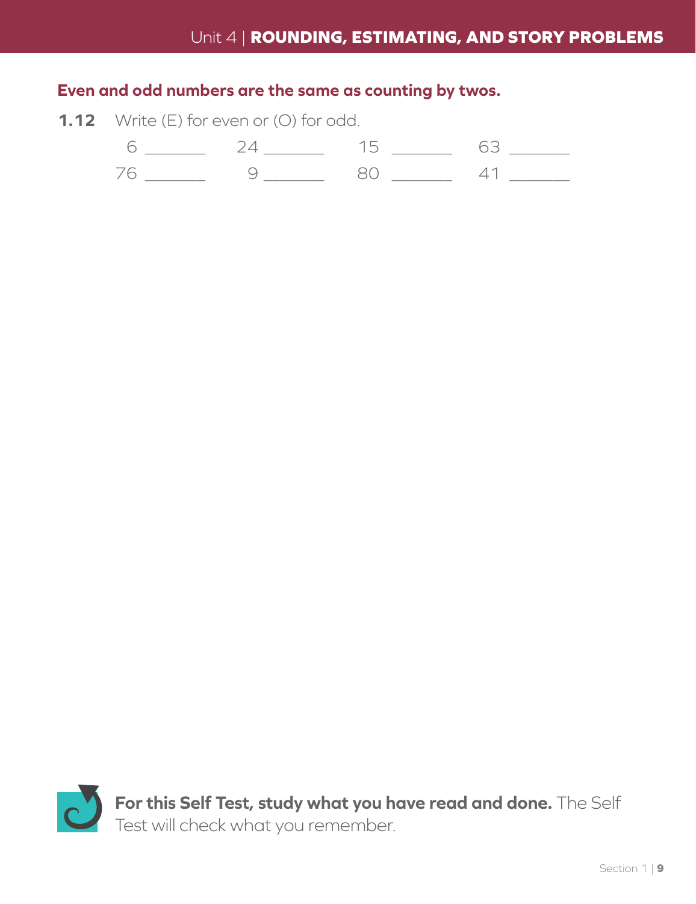**Even and odd numbers are the same as counting by twos.**

**1.12** Write (E) for even or (O) for odd.

6 _______ 24 _______ 15 _______ 63 _______

76 _______ 9 _______ 80 _______ 41 _______

**For this Self Test, study what you have read and done.** The Self Test will check what you remember.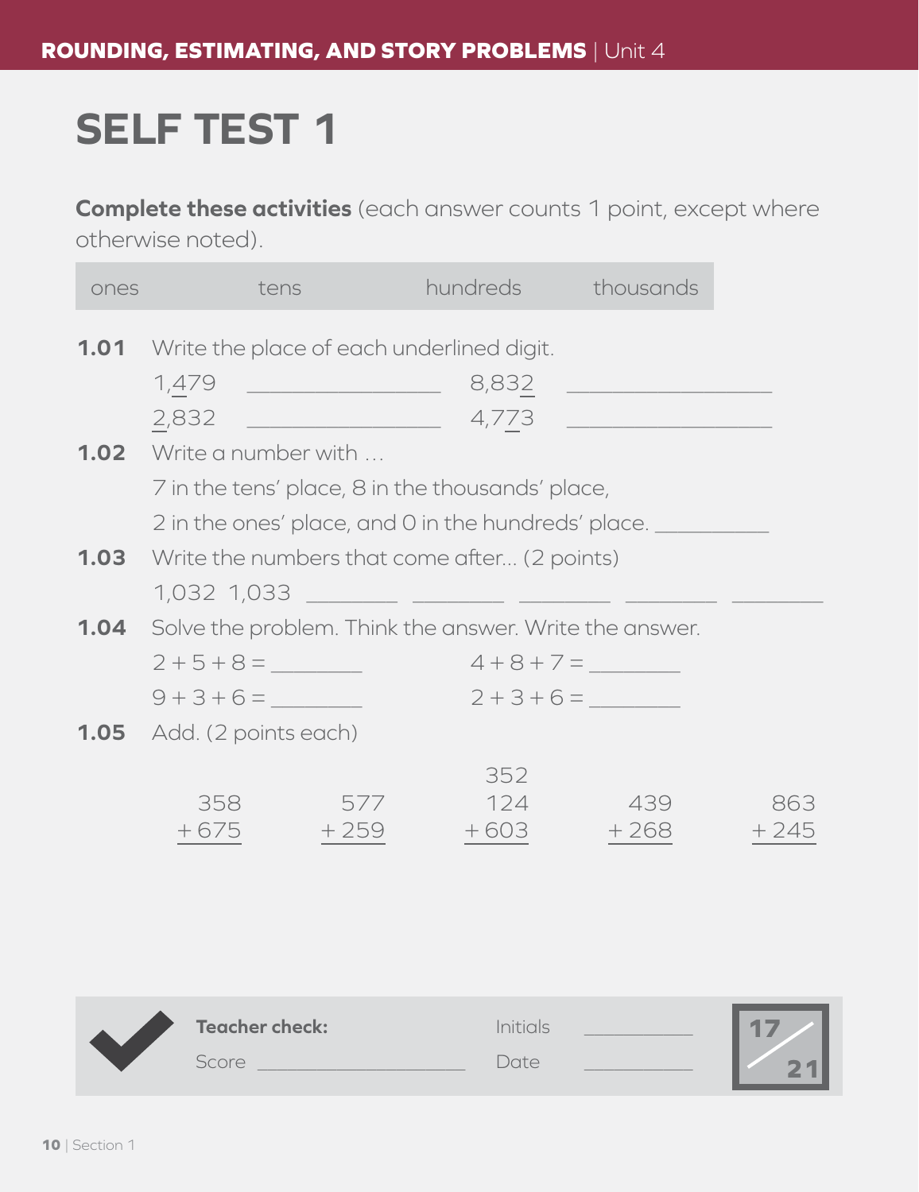# SELF TEST 1

**Complete these activities** (each answer counts 1 point, except where otherwise noted).

| ones | tens | hundreds | thousands |
|---|---|---|---|

**1.01** Write the place of each underlined digit.

1,<u>4</u>79 ________________ 8,83<u>2</u> ________________

<u>2</u>,832 ________________ 4,7<u>7</u>3 ________________

**1.02** Write a number with …

7 in the tens' place, 8 in the thousands' place,

2 in the ones' place, and 0 in the hundreds' place. __________

**1.03** Write the numbers that come after... (2 points)

1,032 1,033 ________ ________ ________ ________ ________

**1.04** Solve the problem. Think the answer. Write the answer.

$2 + 5 + 8 =$ ________ $4 + 8 + 7 =$ ________

$9 + 3 + 6 =$ ________ $2 + 3 + 6 =$ ________

**1.05** Add. (2 points each)

$$\begin{array}{r} 358 \\ +\,675 \\ \hline \end{array} \qquad \begin{array}{r} 577 \\ +\,259 \\ \hline \end{array} \qquad \begin{array}{r} 352 \\ 124 \\ +\,603 \\ \hline \end{array} \qquad \begin{array}{r} 439 \\ +\,268 \\ \hline \end{array} \qquad \begin{array}{r} 863 \\ +\,245 \\ \hline \end{array}$$

**Teacher check:** Initials ________

Score ________________ Date ________

17/21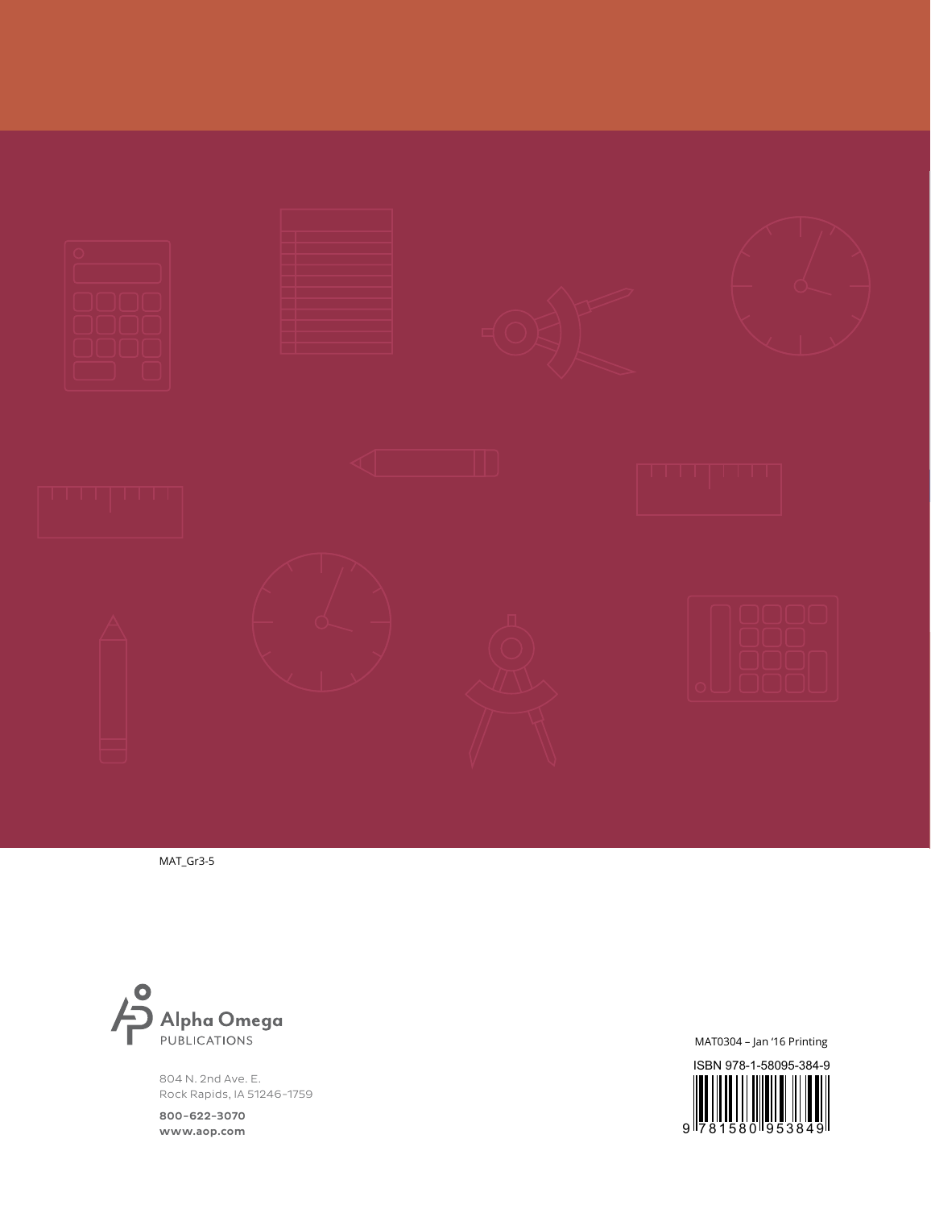MAT_Gr3-5

Alpha Omega
PUBLICATIONS

804 N. 2nd Ave. E.
Rock Rapids, IA 51246-1759

**800-622-3070**
**www.aop.com**

MAT0304 – Jan '16 Printing

ISBN 978-1-58095-384-9

9 781580 953849